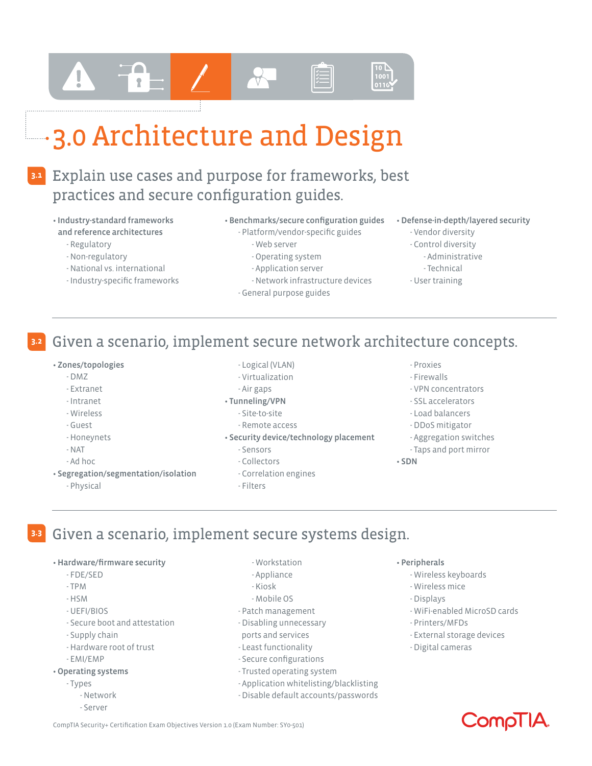# 3.0 Architecture and Design

## 3.1 Explain use cases and purpose for frameworks, best practices and secure configuration guides.

- **Industry-standard frameworks and reference architectures**
  - Regulatory
  - Non-regulatory
  - National vs. international
  - Industry-specific frameworks
- **Benchmarks/secure configuration guides**
  - Platform/vendor-specific guides
    - Web server
    - Operating system
    - Application server
    - Network infrastructure devices
  - General purpose guides
- **Defense-in-depth/layered security**
  - Vendor diversity
  - Control diversity
    - Administrative
    - Technical
  - User training

## 3.2 Given a scenario, implement secure network architecture concepts.

- **Zones/topologies**
  - DMZ
  - Extranet
  - Intranet
  - Wireless
  - Guest
  - Honeynets
  - NAT
  - Ad hoc
- **Segregation/segmentation/isolation**
  - Physical
  - Logical (VLAN)
  - Virtualization
  - Air gaps
- **Tunneling/VPN**
  - Site-to-site
  - Remote access
- **Security device/technology placement**
  - Sensors
  - Collectors
  - Correlation engines
  - Filters
  - Proxies
  - Firewalls
  - VPN concentrators
  - SSL accelerators
  - Load balancers
  - DDoS mitigator
  - Aggregation switches
  - Taps and port mirror
- **SDN**

## 3.3 Given a scenario, implement secure systems design.

- **Hardware/firmware security**
  - FDE/SED
  - TPM
  - HSM
  - UEFI/BIOS
  - Secure boot and attestation
  - Supply chain
  - Hardware root of trust
  - EMI/EMP
- **Operating systems**
  - Types
    - Network
    - Server
    - Workstation
    - Appliance
    - Kiosk
    - Mobile OS
  - Patch management
  - Disabling unnecessary ports and services
  - Least functionality
  - Secure configurations
  - Trusted operating system
  - Application whitelisting/blacklisting
  - Disable default accounts/passwords
- **Peripherals**
  - Wireless keyboards
  - Wireless mice
  - Displays
  - WiFi-enabled MicroSD cards
  - Printers/MFDs
  - External storage devices
  - Digital cameras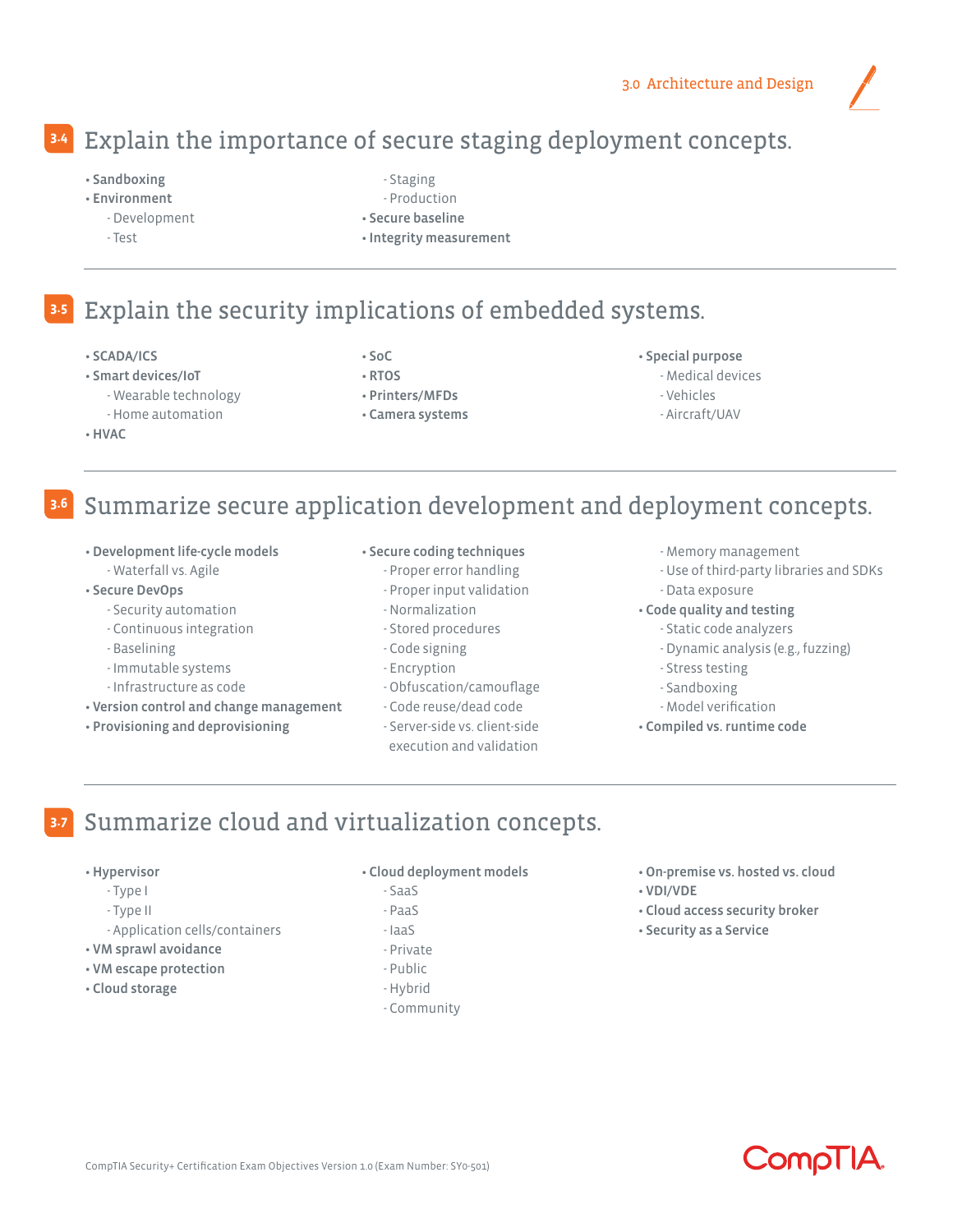## 3.4 Explain the importance of secure staging deployment concepts.

- **Sandboxing**
- **Environment**
  - Development
  - Test
  - Staging
  - Production
- **Secure baseline**
- **Integrity measurement**

## 3.5 Explain the security implications of embedded systems.

- **SCADA/ICS**
- **Smart devices/IoT**
  - Wearable technology
  - Home automation
- **HVAC**
- **SoC**
- **RTOS**
- **Printers/MFDs**
- **Camera systems**
- **Special purpose**
  - Medical devices
  - Vehicles
  - Aircraft/UAV

## 3.6 Summarize secure application development and deployment concepts.

- **Development life-cycle models**
  - Waterfall vs. Agile
- **Secure DevOps**
  - Security automation
  - Continuous integration
  - Baselining
  - Immutable systems
  - Infrastructure as code
- **Version control and change management**
- **Provisioning and deprovisioning**
- **Secure coding techniques**
  - Proper error handling
  - Proper input validation
  - Normalization
  - Stored procedures
  - Code signing
  - Encryption
  - Obfuscation/camouflage
  - Code reuse/dead code
  - Server-side vs. client-side execution and validation
  - Memory management
  - Use of third-party libraries and SDKs
  - Data exposure
- **Code quality and testing**
  - Static code analyzers
  - Dynamic analysis (e.g., fuzzing)
  - Stress testing
  - Sandboxing
  - Model verification
- **Compiled vs. runtime code**

## 3.7 Summarize cloud and virtualization concepts.

- **Hypervisor**
  - Type I
  - Type II
  - Application cells/containers
- **VM sprawl avoidance**
- **VM escape protection**
- **Cloud storage**
- **Cloud deployment models**
  - SaaS
  - PaaS
  - IaaS
  - Private
  - Public
  - Hybrid
  - Community
- **On-premise vs. hosted vs. cloud**
- **VDI/VDE**
- **Cloud access security broker**
- **Security as a Service**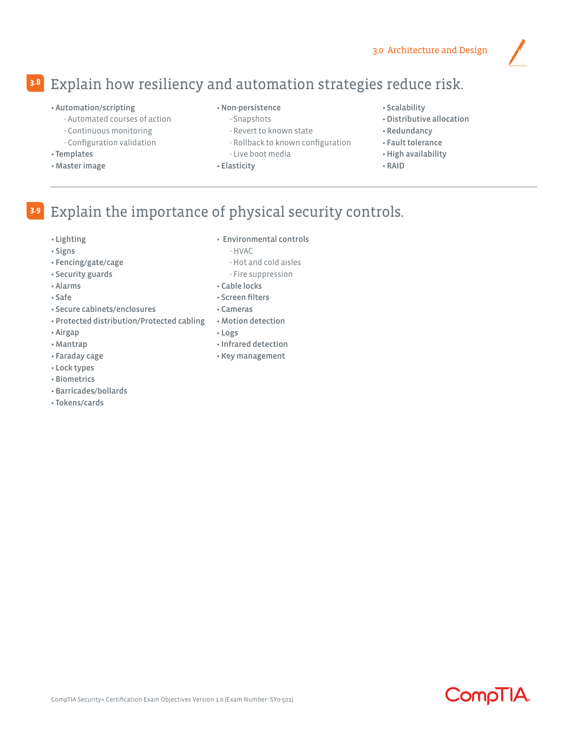## 3.8 Explain how resiliency and automation strategies reduce risk.

- Automation/scripting
  - Automated courses of action
  - Continuous monitoring
  - Configuration validation
- Templates
- Master image
- Non-persistence
  - Snapshots
  - Revert to known state
  - Rollback to known configuration
  - Live boot media
- Elasticity
- Scalability
- Distributive allocation
- Redundancy
- Fault tolerance
- High availability
- RAID

## 3.9 Explain the importance of physical security controls.

- Lighting
- Signs
- Fencing/gate/cage
- Security guards
- Alarms
- Safe
- Secure cabinets/enclosures
- Protected distribution/Protected cabling
- Airgap
- Mantrap
- Faraday cage
- Lock types
- Biometrics
- Barricades/bollards
- Tokens/cards
- Environmental controls
  - HVAC
  - Hot and cold aisles
  - Fire suppression
- Cable locks
- Screen filters
- Cameras
- Motion detection
- Logs
- Infrared detection
- Key management